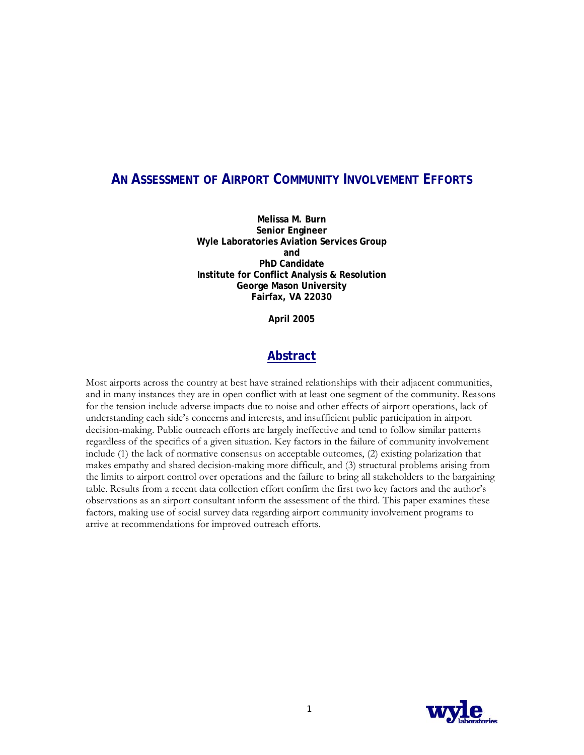# AN ASSESSMENT OF AIRPORT COMMUNITY INVOLVEMENT EFFORTS

**Melissa M. Burn**
**Senior Engineer**
**Wyle Laboratories Aviation Services Group**
**and**
**PhD Candidate**
**Institute for Conflict Analysis & Resolution**
**George Mason University**
**Fairfax, VA 22030**

**April 2005**

## Abstract

Most airports across the country at best have strained relationships with their adjacent communities, and in many instances they are in open conflict with at least one segment of the community. Reasons for the tension include adverse impacts due to noise and other effects of airport operations, lack of understanding each side's concerns and interests, and insufficient public participation in airport decision-making. Public outreach efforts are largely ineffective and tend to follow similar patterns regardless of the specifics of a given situation. Key factors in the failure of community involvement include (1) the lack of normative consensus on acceptable outcomes, (2) existing polarization that makes empathy and shared decision-making more difficult, and (3) structural problems arising from the limits to airport control over operations and the failure to bring all stakeholders to the bargaining table. Results from a recent data collection effort confirm the first two key factors and the author's observations as an airport consultant inform the assessment of the third. This paper examines these factors, making use of social survey data regarding airport community involvement programs to arrive at recommendations for improved outreach efforts.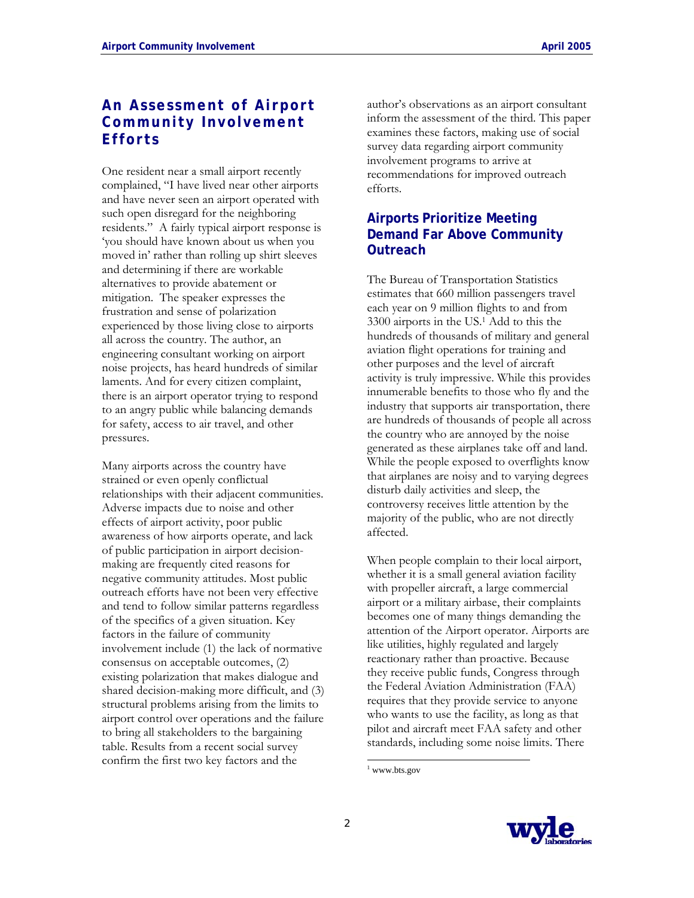## An Assessment of Airport Community Involvement Efforts

One resident near a small airport recently complained, "I have lived near other airports and have never seen an airport operated with such open disregard for the neighboring residents." A fairly typical airport response is 'you should have known about us when you moved in' rather than rolling up shirt sleeves and determining if there are workable alternatives to provide abatement or mitigation. The speaker expresses the frustration and sense of polarization experienced by those living close to airports all across the country. The author, an engineering consultant working on airport noise projects, has heard hundreds of similar laments. And for every citizen complaint, there is an airport operator trying to respond to an angry public while balancing demands for safety, access to air travel, and other pressures.

Many airports across the country have strained or even openly conflictual relationships with their adjacent communities. Adverse impacts due to noise and other effects of airport activity, poor public awareness of how airports operate, and lack of public participation in airport decision-making are frequently cited reasons for negative community attitudes. Most public outreach efforts have not been very effective and tend to follow similar patterns regardless of the specifics of a given situation. Key factors in the failure of community involvement include (1) the lack of normative consensus on acceptable outcomes, (2) existing polarization that makes dialogue and shared decision-making more difficult, and (3) structural problems arising from the limits to airport control over operations and the failure to bring all stakeholders to the bargaining table. Results from a recent social survey confirm the first two key factors and the author's observations as an airport consultant inform the assessment of the third. This paper examines these factors, making use of social survey data regarding airport community involvement programs to arrive at recommendations for improved outreach efforts.

### Airports Prioritize Meeting Demand Far Above Community Outreach

The Bureau of Transportation Statistics estimates that 660 million passengers travel each year on 9 million flights to and from 3300 airports in the US.[1] Add to this the hundreds of thousands of military and general aviation flight operations for training and other purposes and the level of aircraft activity is truly impressive. While this provides innumerable benefits to those who fly and the industry that supports air transportation, there are hundreds of thousands of people all across the country who are annoyed by the noise generated as these airplanes take off and land. While the people exposed to overflights know that airplanes are noisy and to varying degrees disturb daily activities and sleep, the controversy receives little attention by the majority of the public, who are not directly affected.

When people complain to their local airport, whether it is a small general aviation facility with propeller aircraft, a large commercial airport or a military airbase, their complaints becomes one of many things demanding the attention of the Airport operator. Airports are like utilities, highly regulated and largely reactionary rather than proactive. Because they receive public funds, Congress through the Federal Aviation Administration (FAA) requires that they provide service to anyone who wants to use the facility, as long as that pilot and aircraft meet FAA safety and other standards, including some noise limits. There

[1] www.bts.gov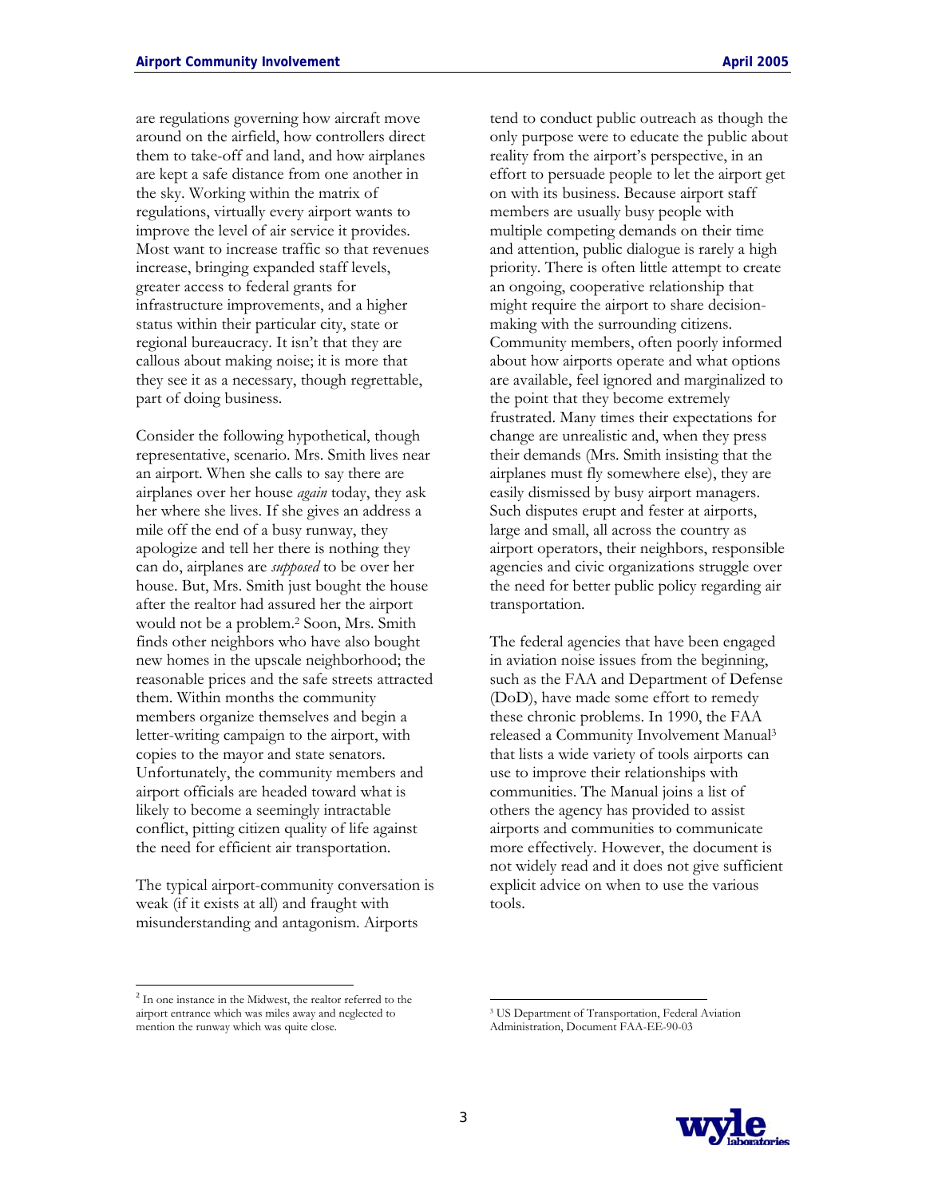are regulations governing how aircraft move around on the airfield, how controllers direct them to take-off and land, and how airplanes are kept a safe distance from one another in the sky. Working within the matrix of regulations, virtually every airport wants to improve the level of air service it provides. Most want to increase traffic so that revenues increase, bringing expanded staff levels, greater access to federal grants for infrastructure improvements, and a higher status within their particular city, state or regional bureaucracy. It isn't that they are callous about making noise; it is more that they see it as a necessary, though regrettable, part of doing business.

Consider the following hypothetical, though representative, scenario. Mrs. Smith lives near an airport. When she calls to say there are airplanes over her house *again* today, they ask her where she lives. If she gives an address a mile off the end of a busy runway, they apologize and tell her there is nothing they can do, airplanes are *supposed* to be over her house. But, Mrs. Smith just bought the house after the realtor had assured her the airport would not be a problem.[2] Soon, Mrs. Smith finds other neighbors who have also bought new homes in the upscale neighborhood; the reasonable prices and the safe streets attracted them. Within months the community members organize themselves and begin a letter-writing campaign to the airport, with copies to the mayor and state senators. Unfortunately, the community members and airport officials are headed toward what is likely to become a seemingly intractable conflict, pitting citizen quality of life against the need for efficient air transportation.

The typical airport-community conversation is weak (if it exists at all) and fraught with misunderstanding and antagonism. Airports tend to conduct public outreach as though the only purpose were to educate the public about reality from the airport's perspective, in an effort to persuade people to let the airport get on with its business. Because airport staff members are usually busy people with multiple competing demands on their time and attention, public dialogue is rarely a high priority. There is often little attempt to create an ongoing, cooperative relationship that might require the airport to share decision-making with the surrounding citizens. Community members, often poorly informed about how airports operate and what options are available, feel ignored and marginalized to the point that they become extremely frustrated. Many times their expectations for change are unrealistic and, when they press their demands (Mrs. Smith insisting that the airplanes must fly somewhere else), they are easily dismissed by busy airport managers. Such disputes erupt and fester at airports, large and small, all across the country as airport operators, their neighbors, responsible agencies and civic organizations struggle over the need for better public policy regarding air transportation.

The federal agencies that have been engaged in aviation noise issues from the beginning, such as the FAA and Department of Defense (DoD), have made some effort to remedy these chronic problems. In 1990, the FAA released a Community Involvement Manual[3] that lists a wide variety of tools airports can use to improve their relationships with communities. The Manual joins a list of others the agency has provided to assist airports and communities to communicate more effectively. However, the document is not widely read and it does not give sufficient explicit advice on when to use the various tools.

[2] In one instance in the Midwest, the realtor referred to the airport entrance which was miles away and neglected to mention the runway which was quite close.

[3] US Department of Transportation, Federal Aviation Administration, Document FAA-EE-90-03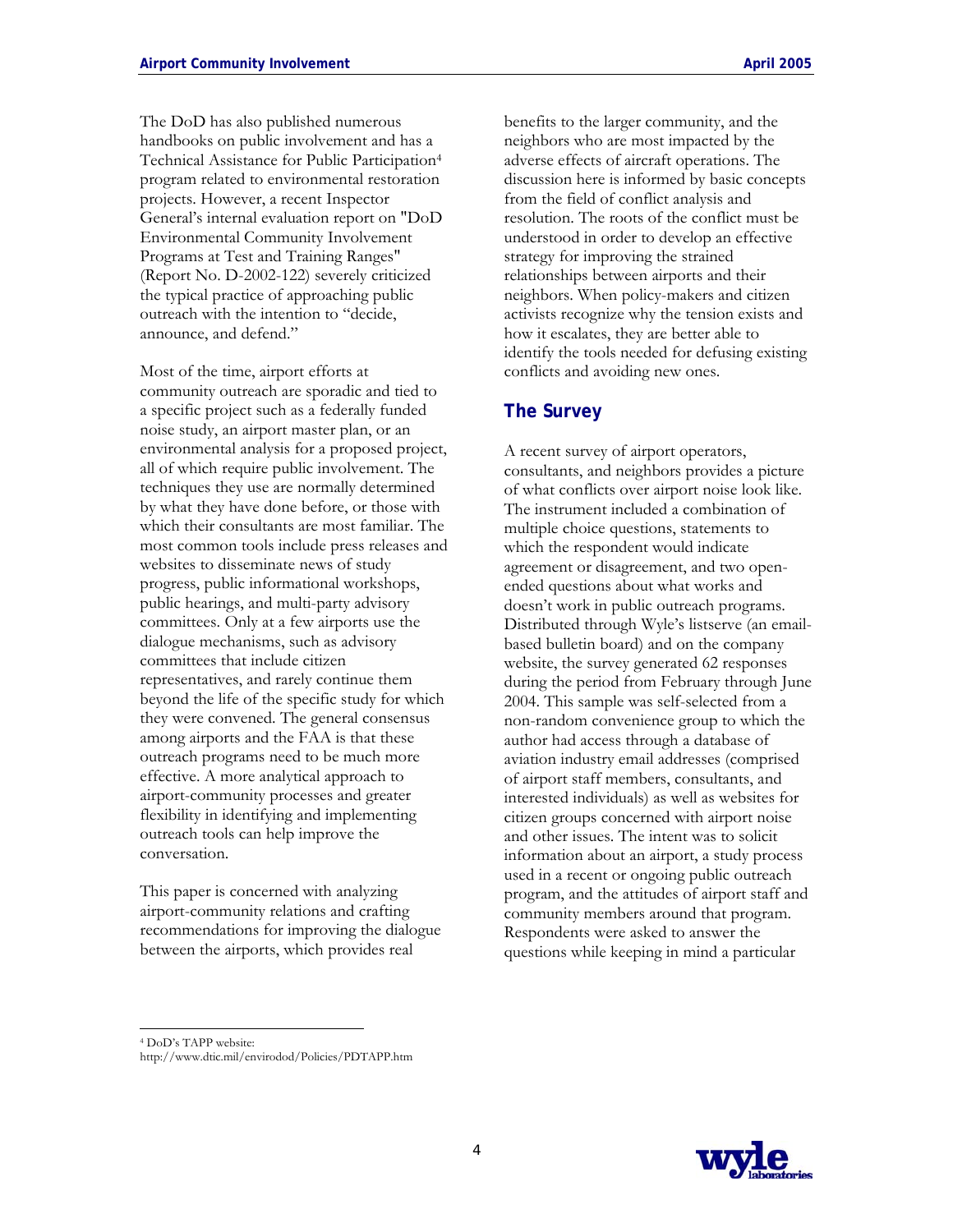The DoD has also published numerous handbooks on public involvement and has a Technical Assistance for Public Participation[4] program related to environmental restoration projects. However, a recent Inspector General's internal evaluation report on "DoD Environmental Community Involvement Programs at Test and Training Ranges" (Report No. D-2002-122) severely criticized the typical practice of approaching public outreach with the intention to "decide, announce, and defend."

Most of the time, airport efforts at community outreach are sporadic and tied to a specific project such as a federally funded noise study, an airport master plan, or an environmental analysis for a proposed project, all of which require public involvement. The techniques they use are normally determined by what they have done before, or those with which their consultants are most familiar. The most common tools include press releases and websites to disseminate news of study progress, public informational workshops, public hearings, and multi-party advisory committees. Only at a few airports use the dialogue mechanisms, such as advisory committees that include citizen representatives, and rarely continue them beyond the life of the specific study for which they were convened. The general consensus among airports and the FAA is that these outreach programs need to be much more effective. A more analytical approach to airport-community processes and greater flexibility in identifying and implementing outreach tools can help improve the conversation.

This paper is concerned with analyzing airport-community relations and crafting recommendations for improving the dialogue between the airports, which provides real benefits to the larger community, and the neighbors who are most impacted by the adverse effects of aircraft operations. The discussion here is informed by basic concepts from the field of conflict analysis and resolution. The roots of the conflict must be understood in order to develop an effective strategy for improving the strained relationships between airports and their neighbors. When policy-makers and citizen activists recognize why the tension exists and how it escalates, they are better able to identify the tools needed for defusing existing conflicts and avoiding new ones.

## The Survey

A recent survey of airport operators, consultants, and neighbors provides a picture of what conflicts over airport noise look like. The instrument included a combination of multiple choice questions, statements to which the respondent would indicate agreement or disagreement, and two open-ended questions about what works and doesn't work in public outreach programs. Distributed through Wyle's listserve (an email-based bulletin board) and on the company website, the survey generated 62 responses during the period from February through June 2004. This sample was self-selected from a non-random convenience group to which the author had access through a database of aviation industry email addresses (comprised of airport staff members, consultants, and interested individuals) as well as websites for citizen groups concerned with airport noise and other issues. The intent was to solicit information about an airport, a study process used in a recent or ongoing public outreach program, and the attitudes of airport staff and community members around that program. Respondents were asked to answer the questions while keeping in mind a particular

[4] DoD's TAPP website: http://www.dtic.mil/envirodod/Policies/PDTAPP.htm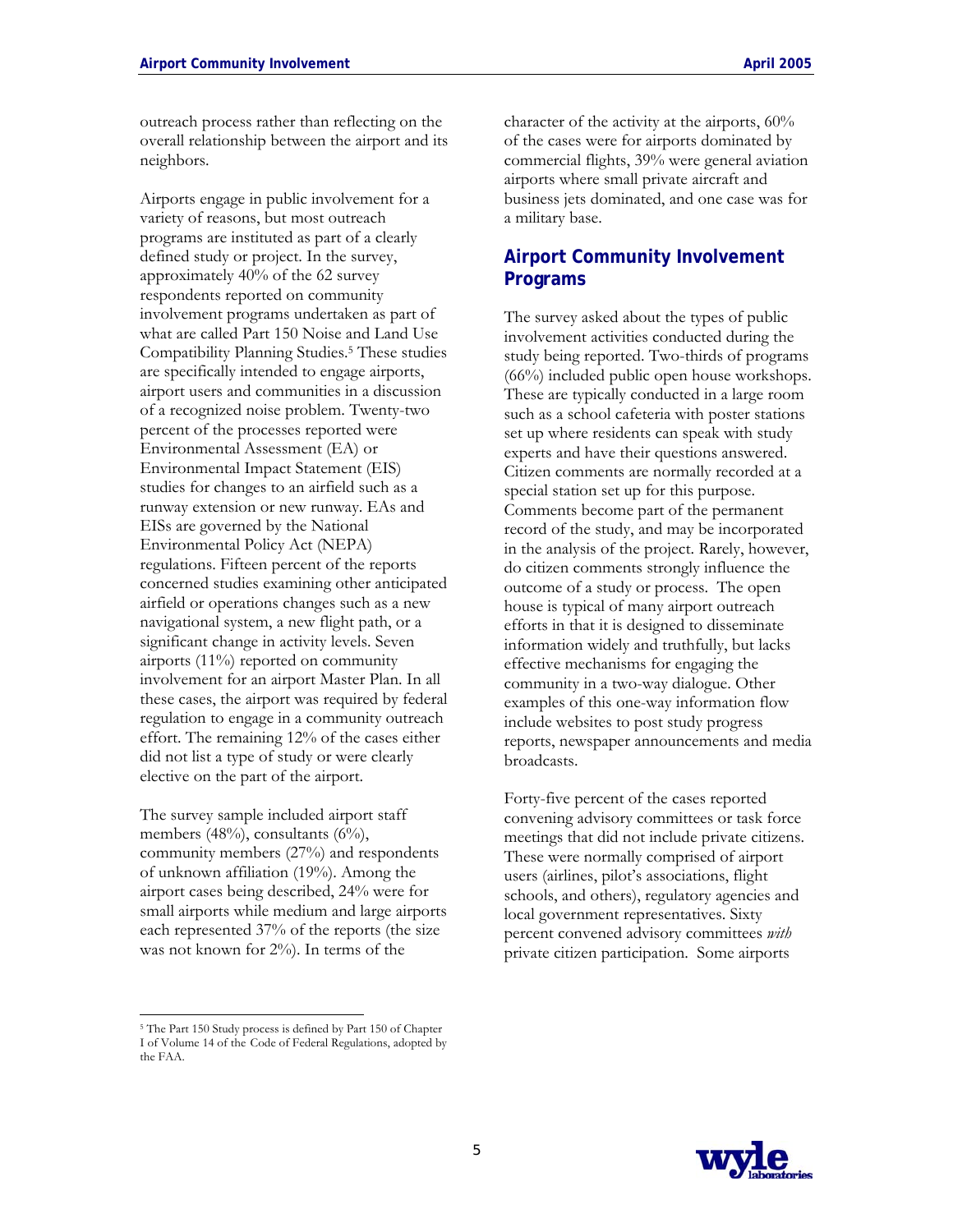outreach process rather than reflecting on the overall relationship between the airport and its neighbors.

Airports engage in public involvement for a variety of reasons, but most outreach programs are instituted as part of a clearly defined study or project. In the survey, approximately 40% of the 62 survey respondents reported on community involvement programs undertaken as part of what are called Part 150 Noise and Land Use Compatibility Planning Studies.[5] These studies are specifically intended to engage airports, airport users and communities in a discussion of a recognized noise problem. Twenty-two percent of the processes reported were Environmental Assessment (EA) or Environmental Impact Statement (EIS) studies for changes to an airfield such as a runway extension or new runway. EAs and EISs are governed by the National Environmental Policy Act (NEPA) regulations. Fifteen percent of the reports concerned studies examining other anticipated airfield or operations changes such as a new navigational system, a new flight path, or a significant change in activity levels. Seven airports (11%) reported on community involvement for an airport Master Plan. In all these cases, the airport was required by federal regulation to engage in a community outreach effort. The remaining 12% of the cases either did not list a type of study or were clearly elective on the part of the airport.

The survey sample included airport staff members (48%), consultants (6%), community members (27%) and respondents of unknown affiliation (19%). Among the airport cases being described, 24% were for small airports while medium and large airports each represented 37% of the reports (the size was not known for 2%). In terms of the character of the activity at the airports, 60% of the cases were for airports dominated by commercial flights, 39% were general aviation airports where small private aircraft and business jets dominated, and one case was for a military base.

## Airport Community Involvement Programs

The survey asked about the types of public involvement activities conducted during the study being reported. Two-thirds of programs (66%) included public open house workshops. These are typically conducted in a large room such as a school cafeteria with poster stations set up where residents can speak with study experts and have their questions answered. Citizen comments are normally recorded at a special station set up for this purpose. Comments become part of the permanent record of the study, and may be incorporated in the analysis of the project. Rarely, however, do citizen comments strongly influence the outcome of a study or process. The open house is typical of many airport outreach efforts in that it is designed to disseminate information widely and truthfully, but lacks effective mechanisms for engaging the community in a two-way dialogue. Other examples of this one-way information flow include websites to post study progress reports, newspaper announcements and media broadcasts.

Forty-five percent of the cases reported convening advisory committees or task force meetings that did not include private citizens. These were normally comprised of airport users (airlines, pilot's associations, flight schools, and others), regulatory agencies and local government representatives. Sixty percent convened advisory committees *with* private citizen participation. Some airports

[5] The Part 150 Study process is defined by Part 150 of Chapter I of Volume 14 of the Code of Federal Regulations, adopted by the FAA.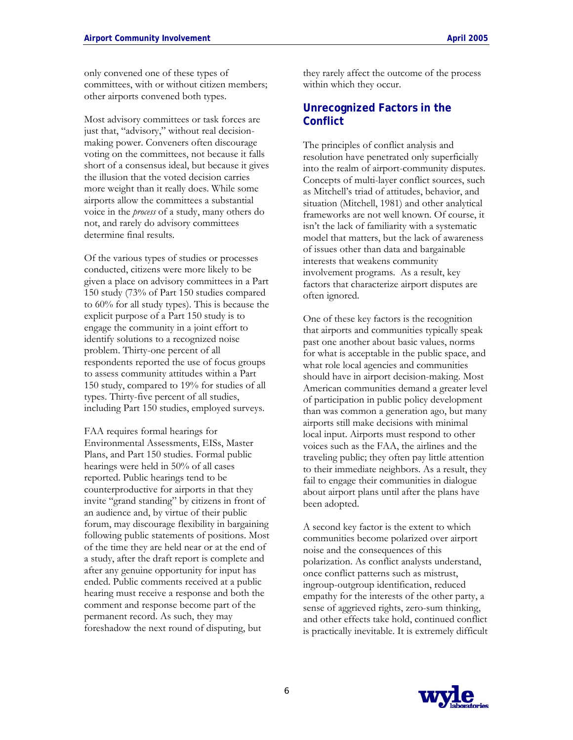only convened one of these types of committees, with or without citizen members; other airports convened both types.

Most advisory committees or task forces are just that, "advisory," without real decision-making power. Conveners often discourage voting on the committees, not because it falls short of a consensus ideal, but because it gives the illusion that the voted decision carries more weight than it really does. While some airports allow the committees a substantial voice in the *process* of a study, many others do not, and rarely do advisory committees determine final results.

Of the various types of studies or processes conducted, citizens were more likely to be given a place on advisory committees in a Part 150 study (73% of Part 150 studies compared to 60% for all study types). This is because the explicit purpose of a Part 150 study is to engage the community in a joint effort to identify solutions to a recognized noise problem. Thirty-one percent of all respondents reported the use of focus groups to assess community attitudes within a Part 150 study, compared to 19% for studies of all types. Thirty-five percent of all studies, including Part 150 studies, employed surveys.

FAA requires formal hearings for Environmental Assessments, EISs, Master Plans, and Part 150 studies. Formal public hearings were held in 50% of all cases reported. Public hearings tend to be counterproductive for airports in that they invite "grand standing" by citizens in front of an audience and, by virtue of their public forum, may discourage flexibility in bargaining following public statements of positions. Most of the time they are held near or at the end of a study, after the draft report is complete and after any genuine opportunity for input has ended. Public comments received at a public hearing must receive a response and both the comment and response become part of the permanent record. As such, they may foreshadow the next round of disputing, but they rarely affect the outcome of the process within which they occur.

## Unrecognized Factors in the Conflict

The principles of conflict analysis and resolution have penetrated only superficially into the realm of airport-community disputes. Concepts of multi-layer conflict sources, such as Mitchell's triad of attitudes, behavior, and situation (Mitchell, 1981) and other analytical frameworks are not well known. Of course, it isn't the lack of familiarity with a systematic model that matters, but the lack of awareness of issues other than data and bargainable interests that weakens community involvement programs. As a result, key factors that characterize airport disputes are often ignored.

One of these key factors is the recognition that airports and communities typically speak past one another about basic values, norms for what is acceptable in the public space, and what role local agencies and communities should have in airport decision-making. Most American communities demand a greater level of participation in public policy development than was common a generation ago, but many airports still make decisions with minimal local input. Airports must respond to other voices such as the FAA, the airlines and the traveling public; they often pay little attention to their immediate neighbors. As a result, they fail to engage their communities in dialogue about airport plans until after the plans have been adopted.

A second key factor is the extent to which communities become polarized over airport noise and the consequences of this polarization. As conflict analysts understand, once conflict patterns such as mistrust, ingroup-outgroup identification, reduced empathy for the interests of the other party, a sense of aggrieved rights, zero-sum thinking, and other effects take hold, continued conflict is practically inevitable. It is extremely difficult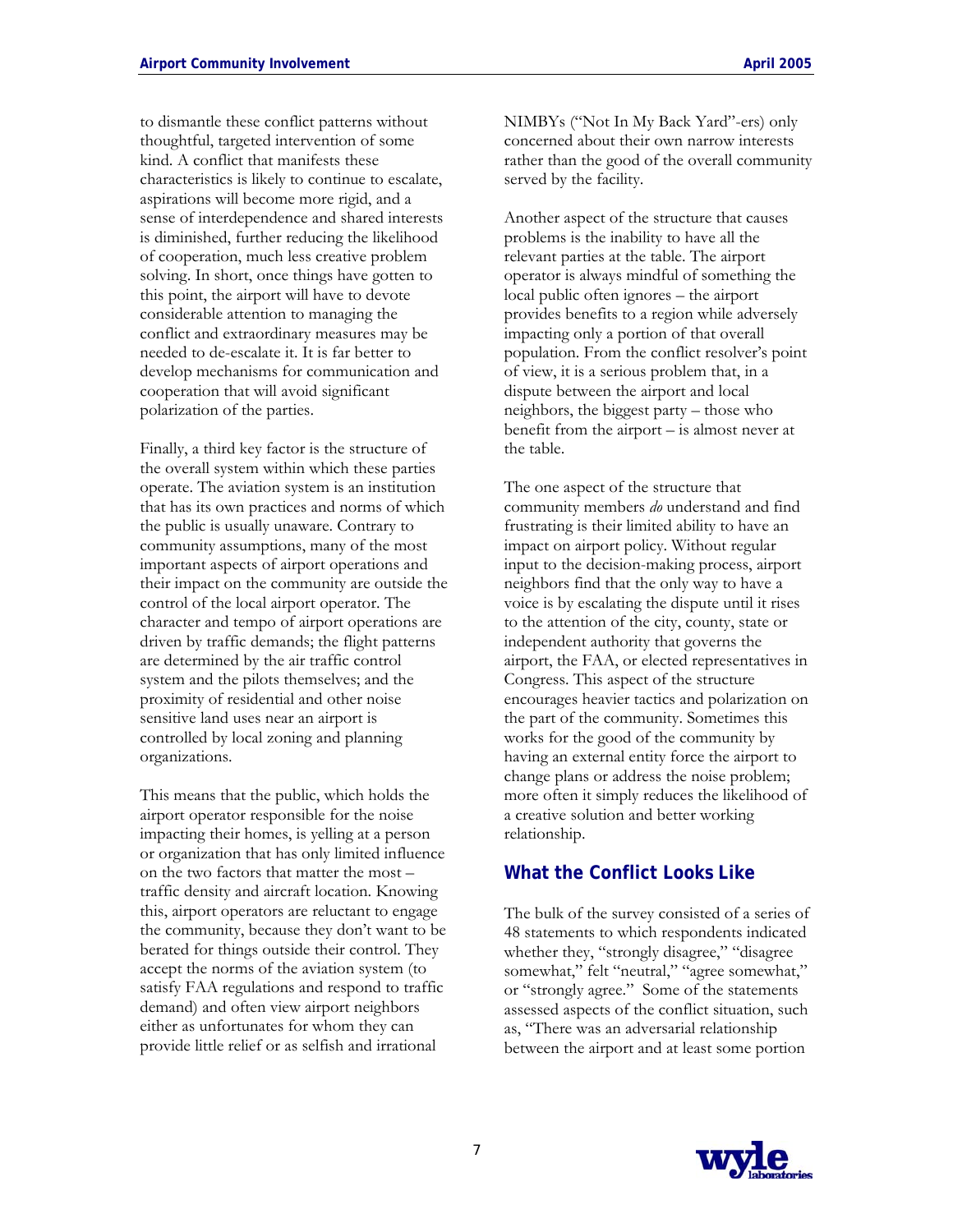to dismantle these conflict patterns without thoughtful, targeted intervention of some kind. A conflict that manifests these characteristics is likely to continue to escalate, aspirations will become more rigid, and a sense of interdependence and shared interests is diminished, further reducing the likelihood of cooperation, much less creative problem solving. In short, once things have gotten to this point, the airport will have to devote considerable attention to managing the conflict and extraordinary measures may be needed to de-escalate it. It is far better to develop mechanisms for communication and cooperation that will avoid significant polarization of the parties.

Finally, a third key factor is the structure of the overall system within which these parties operate. The aviation system is an institution that has its own practices and norms of which the public is usually unaware. Contrary to community assumptions, many of the most important aspects of airport operations and their impact on the community are outside the control of the local airport operator. The character and tempo of airport operations are driven by traffic demands; the flight patterns are determined by the air traffic control system and the pilots themselves; and the proximity of residential and other noise sensitive land uses near an airport is controlled by local zoning and planning organizations.

This means that the public, which holds the airport operator responsible for the noise impacting their homes, is yelling at a person or organization that has only limited influence on the two factors that matter the most – traffic density and aircraft location. Knowing this, airport operators are reluctant to engage the community, because they don't want to be berated for things outside their control. They accept the norms of the aviation system (to satisfy FAA regulations and respond to traffic demand) and often view airport neighbors either as unfortunates for whom they can provide little relief or as selfish and irrational NIMBYs ("Not In My Back Yard"-ers) only concerned about their own narrow interests rather than the good of the overall community served by the facility.

Another aspect of the structure that causes problems is the inability to have all the relevant parties at the table. The airport operator is always mindful of something the local public often ignores – the airport provides benefits to a region while adversely impacting only a portion of that overall population. From the conflict resolver's point of view, it is a serious problem that, in a dispute between the airport and local neighbors, the biggest party – those who benefit from the airport – is almost never at the table.

The one aspect of the structure that community members *do* understand and find frustrating is their limited ability to have an impact on airport policy. Without regular input to the decision-making process, airport neighbors find that the only way to have a voice is by escalating the dispute until it rises to the attention of the city, county, state or independent authority that governs the airport, the FAA, or elected representatives in Congress. This aspect of the structure encourages heavier tactics and polarization on the part of the community. Sometimes this works for the good of the community by having an external entity force the airport to change plans or address the noise problem; more often it simply reduces the likelihood of a creative solution and better working relationship.

## What the Conflict Looks Like

The bulk of the survey consisted of a series of 48 statements to which respondents indicated whether they, "strongly disagree," "disagree somewhat," felt "neutral," "agree somewhat," or "strongly agree." Some of the statements assessed aspects of the conflict situation, such as, "There was an adversarial relationship between the airport and at least some portion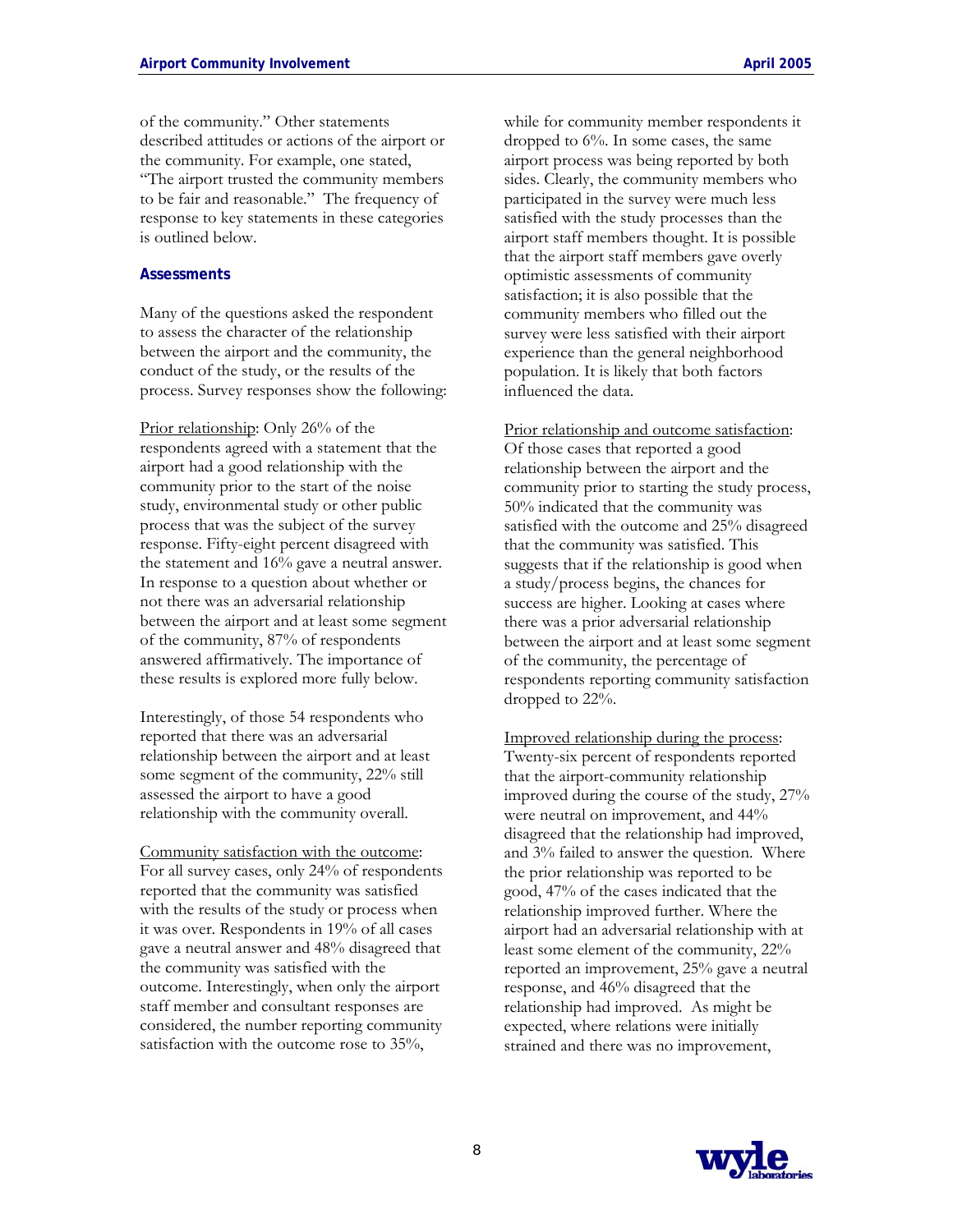of the community." Other statements described attitudes or actions of the airport or the community. For example, one stated, "The airport trusted the community members to be fair and reasonable." The frequency of response to key statements in these categories is outlined below.

### Assessments

Many of the questions asked the respondent to assess the character of the relationship between the airport and the community, the conduct of the study, or the results of the process. Survey responses show the following:

Prior relationship: Only 26% of the respondents agreed with a statement that the airport had a good relationship with the community prior to the start of the noise study, environmental study or other public process that was the subject of the survey response. Fifty-eight percent disagreed with the statement and 16% gave a neutral answer. In response to a question about whether or not there was an adversarial relationship between the airport and at least some segment of the community, 87% of respondents answered affirmatively. The importance of these results is explored more fully below.

Interestingly, of those 54 respondents who reported that there was an adversarial relationship between the airport and at least some segment of the community, 22% still assessed the airport to have a good relationship with the community overall.

Community satisfaction with the outcome: For all survey cases, only 24% of respondents reported that the community was satisfied with the results of the study or process when it was over. Respondents in 19% of all cases gave a neutral answer and 48% disagreed that the community was satisfied with the outcome. Interestingly, when only the airport staff member and consultant responses are considered, the number reporting community satisfaction with the outcome rose to 35%, while for community member respondents it dropped to 6%. In some cases, the same airport process was being reported by both sides. Clearly, the community members who participated in the survey were much less satisfied with the study processes than the airport staff members thought. It is possible that the airport staff members gave overly optimistic assessments of community satisfaction; it is also possible that the community members who filled out the survey were less satisfied with their airport experience than the general neighborhood population. It is likely that both factors influenced the data.

Prior relationship and outcome satisfaction: Of those cases that reported a good relationship between the airport and the community prior to starting the study process, 50% indicated that the community was satisfied with the outcome and 25% disagreed that the community was satisfied. This suggests that if the relationship is good when a study/process begins, the chances for success are higher. Looking at cases where there was a prior adversarial relationship between the airport and at least some segment of the community, the percentage of respondents reporting community satisfaction dropped to 22%.

Improved relationship during the process: Twenty-six percent of respondents reported that the airport-community relationship improved during the course of the study, 27% were neutral on improvement, and 44% disagreed that the relationship had improved, and 3% failed to answer the question. Where the prior relationship was reported to be good, 47% of the cases indicated that the relationship improved further. Where the airport had an adversarial relationship with at least some element of the community, 22% reported an improvement, 25% gave a neutral response, and 46% disagreed that the relationship had improved. As might be expected, where relations were initially strained and there was no improvement,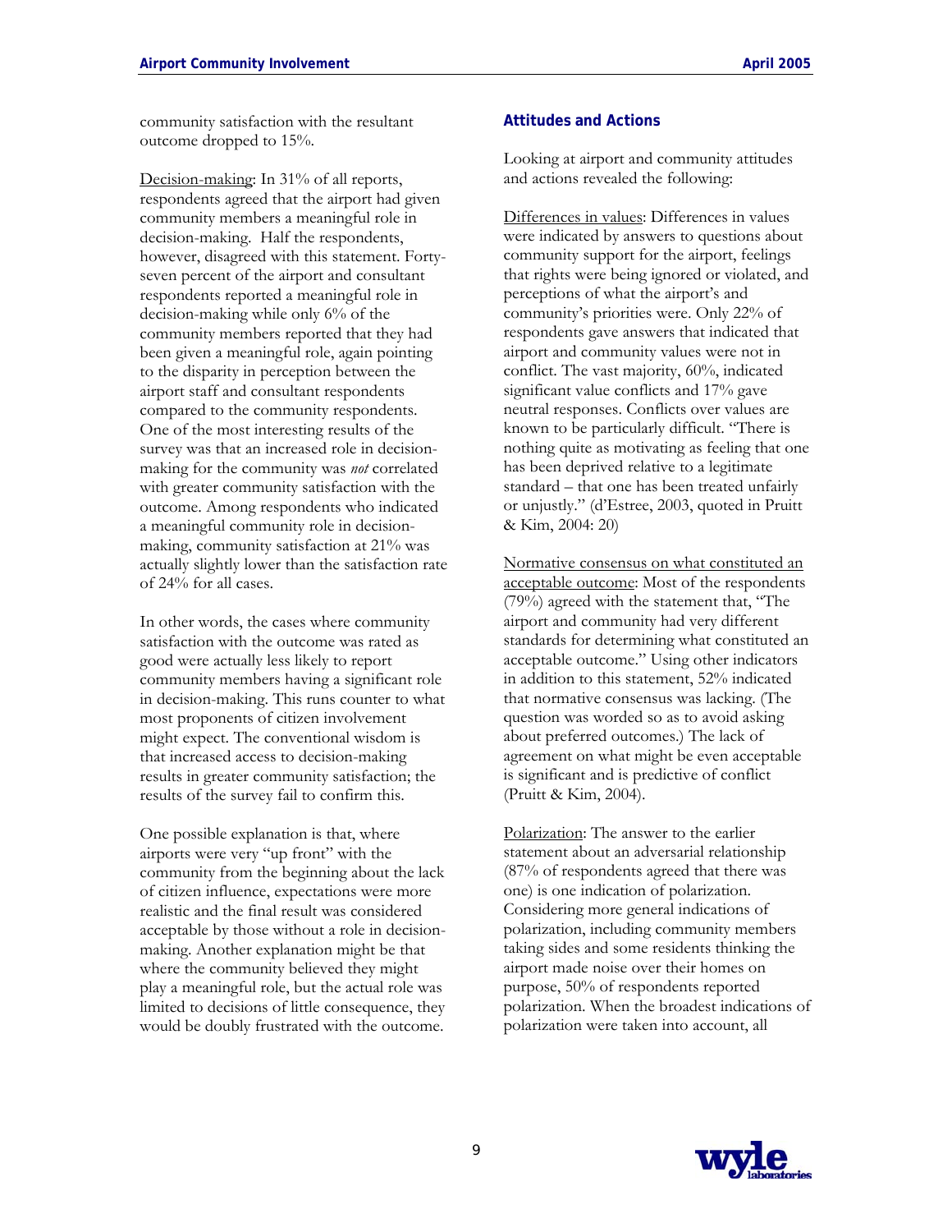community satisfaction with the resultant outcome dropped to 15%.

Decision-making: In 31% of all reports, respondents agreed that the airport had given community members a meaningful role in decision-making. Half the respondents, however, disagreed with this statement. Forty-seven percent of the airport and consultant respondents reported a meaningful role in decision-making while only 6% of the community members reported that they had been given a meaningful role, again pointing to the disparity in perception between the airport staff and consultant respondents compared to the community respondents. One of the most interesting results of the survey was that an increased role in decision-making for the community was *not* correlated with greater community satisfaction with the outcome. Among respondents who indicated a meaningful community role in decision-making, community satisfaction at 21% was actually slightly lower than the satisfaction rate of 24% for all cases.

In other words, the cases where community satisfaction with the outcome was rated as good were actually less likely to report community members having a significant role in decision-making. This runs counter to what most proponents of citizen involvement might expect. The conventional wisdom is that increased access to decision-making results in greater community satisfaction; the results of the survey fail to confirm this.

One possible explanation is that, where airports were very "up front" with the community from the beginning about the lack of citizen influence, expectations were more realistic and the final result was considered acceptable by those without a role in decision-making. Another explanation might be that where the community believed they might play a meaningful role, but the actual role was limited to decisions of little consequence, they would be doubly frustrated with the outcome.

### Attitudes and Actions

Looking at airport and community attitudes and actions revealed the following:

Differences in values: Differences in values were indicated by answers to questions about community support for the airport, feelings that rights were being ignored or violated, and perceptions of what the airport's and community's priorities were. Only 22% of respondents gave answers that indicated that airport and community values were not in conflict. The vast majority, 60%, indicated significant value conflicts and 17% gave neutral responses. Conflicts over values are known to be particularly difficult. "There is nothing quite as motivating as feeling that one has been deprived relative to a legitimate standard – that one has been treated unfairly or unjustly." (d'Estree, 2003, quoted in Pruitt & Kim, 2004: 20)

Normative consensus on what constituted an acceptable outcome: Most of the respondents (79%) agreed with the statement that, "The airport and community had very different standards for determining what constituted an acceptable outcome." Using other indicators in addition to this statement, 52% indicated that normative consensus was lacking. (The question was worded so as to avoid asking about preferred outcomes.) The lack of agreement on what might be even acceptable is significant and is predictive of conflict (Pruitt & Kim, 2004).

Polarization: The answer to the earlier statement about an adversarial relationship (87% of respondents agreed that there was one) is one indication of polarization. Considering more general indications of polarization, including community members taking sides and some residents thinking the airport made noise over their homes on purpose, 50% of respondents reported polarization. When the broadest indications of polarization were taken into account, all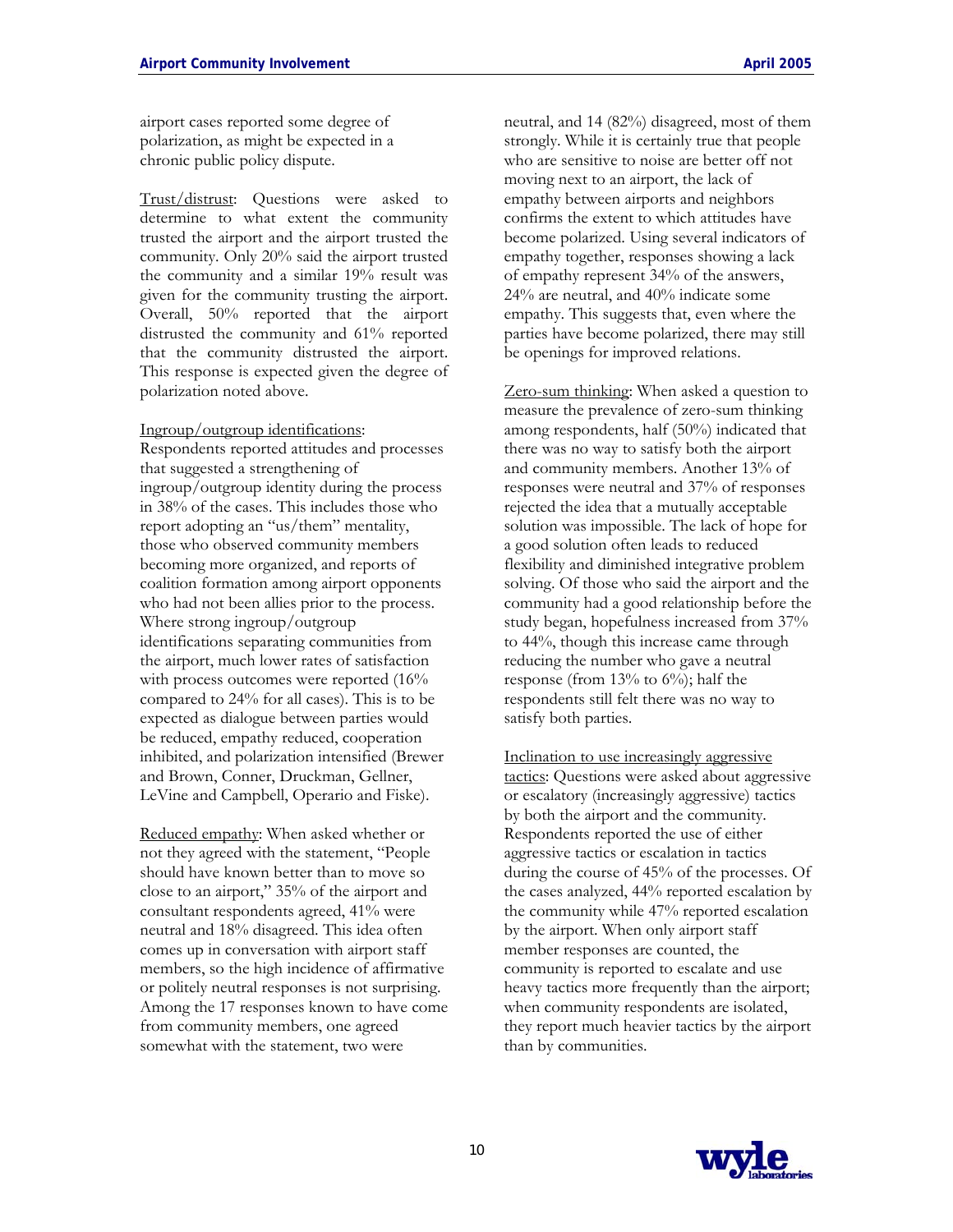airport cases reported some degree of polarization, as might be expected in a chronic public policy dispute.

Trust/distrust: Questions were asked to determine to what extent the community trusted the airport and the airport trusted the community. Only 20% said the airport trusted the community and a similar 19% result was given for the community trusting the airport. Overall, 50% reported that the airport distrusted the community and 61% reported that the community distrusted the airport. This response is expected given the degree of polarization noted above.

Ingroup/outgroup identifications: Respondents reported attitudes and processes that suggested a strengthening of ingroup/outgroup identity during the process in 38% of the cases. This includes those who report adopting an "us/them" mentality, those who observed community members becoming more organized, and reports of coalition formation among airport opponents who had not been allies prior to the process. Where strong ingroup/outgroup identifications separating communities from the airport, much lower rates of satisfaction with process outcomes were reported (16% compared to 24% for all cases). This is to be expected as dialogue between parties would be reduced, empathy reduced, cooperation inhibited, and polarization intensified (Brewer and Brown, Conner, Druckman, Gellner, LeVine and Campbell, Operario and Fiske).

Reduced empathy: When asked whether or not they agreed with the statement, "People should have known better than to move so close to an airport," 35% of the airport and consultant respondents agreed, 41% were neutral and 18% disagreed. This idea often comes up in conversation with airport staff members, so the high incidence of affirmative or politely neutral responses is not surprising. Among the 17 responses known to have come from community members, one agreed somewhat with the statement, two were neutral, and 14 (82%) disagreed, most of them strongly. While it is certainly true that people who are sensitive to noise are better off not moving next to an airport, the lack of empathy between airports and neighbors confirms the extent to which attitudes have become polarized. Using several indicators of empathy together, responses showing a lack of empathy represent 34% of the answers, 24% are neutral, and 40% indicate some empathy. This suggests that, even where the parties have become polarized, there may still be openings for improved relations.

Zero-sum thinking: When asked a question to measure the prevalence of zero-sum thinking among respondents, half (50%) indicated that there was no way to satisfy both the airport and community members. Another 13% of responses were neutral and 37% of responses rejected the idea that a mutually acceptable solution was impossible. The lack of hope for a good solution often leads to reduced flexibility and diminished integrative problem solving. Of those who said the airport and the community had a good relationship before the study began, hopefulness increased from 37% to 44%, though this increase came through reducing the number who gave a neutral response (from 13% to 6%); half the respondents still felt there was no way to satisfy both parties.

Inclination to use increasingly aggressive tactics: Questions were asked about aggressive or escalatory (increasingly aggressive) tactics by both the airport and the community. Respondents reported the use of either aggressive tactics or escalation in tactics during the course of 45% of the processes. Of the cases analyzed, 44% reported escalation by the community while 47% reported escalation by the airport. When only airport staff member responses are counted, the community is reported to escalate and use heavy tactics more frequently than the airport; when community respondents are isolated, they report much heavier tactics by the airport than by communities.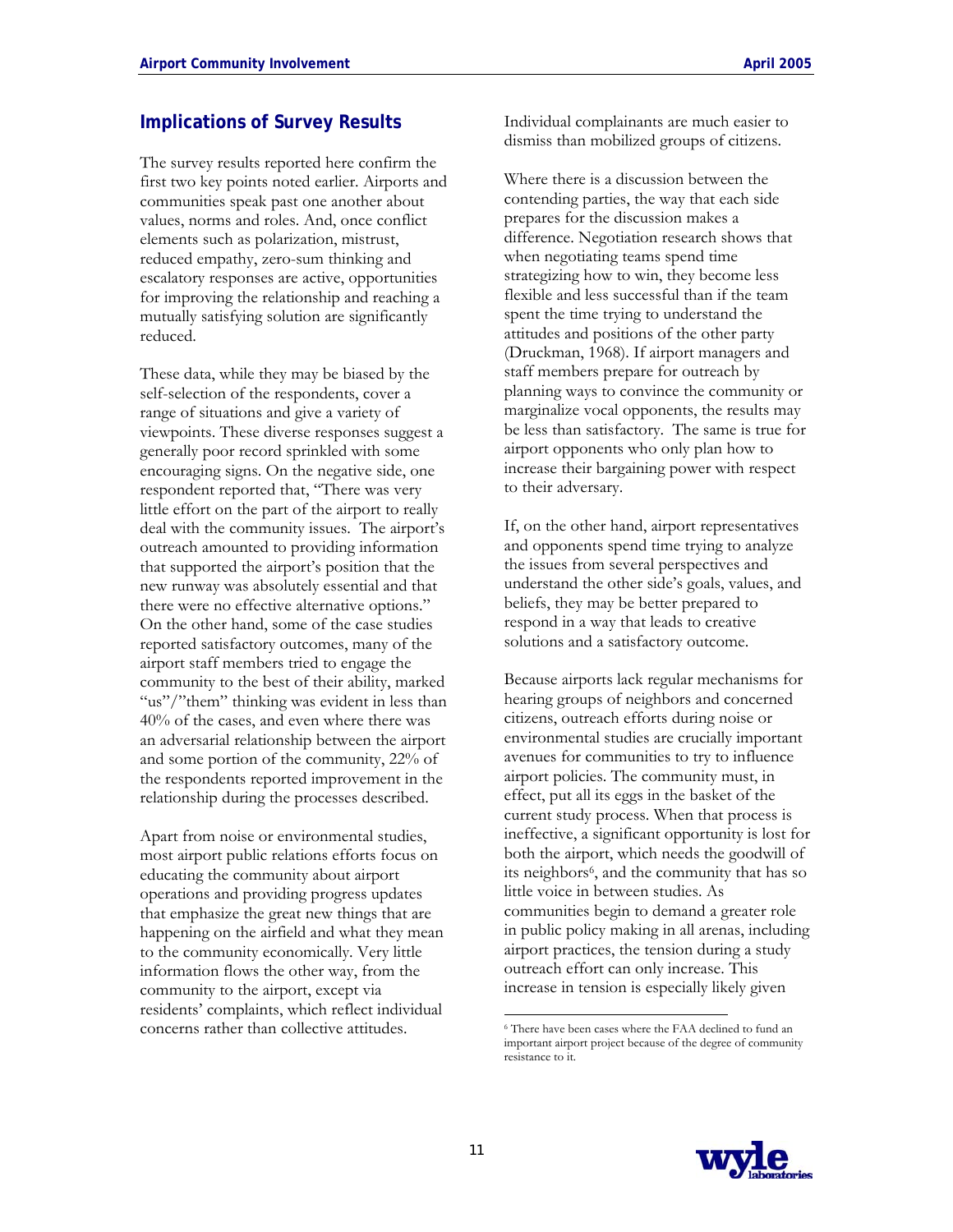## Implications of Survey Results

The survey results reported here confirm the first two key points noted earlier. Airports and communities speak past one another about values, norms and roles. And, once conflict elements such as polarization, mistrust, reduced empathy, zero-sum thinking and escalatory responses are active, opportunities for improving the relationship and reaching a mutually satisfying solution are significantly reduced.

These data, while they may be biased by the self-selection of the respondents, cover a range of situations and give a variety of viewpoints. These diverse responses suggest a generally poor record sprinkled with some encouraging signs. On the negative side, one respondent reported that, "There was very little effort on the part of the airport to really deal with the community issues. The airport's outreach amounted to providing information that supported the airport's position that the new runway was absolutely essential and that there were no effective alternative options." On the other hand, some of the case studies reported satisfactory outcomes, many of the airport staff members tried to engage the community to the best of their ability, marked "us"/"them" thinking was evident in less than 40% of the cases, and even where there was an adversarial relationship between the airport and some portion of the community, 22% of the respondents reported improvement in the relationship during the processes described.

Apart from noise or environmental studies, most airport public relations efforts focus on educating the community about airport operations and providing progress updates that emphasize the great new things that are happening on the airfield and what they mean to the community economically. Very little information flows the other way, from the community to the airport, except via residents' complaints, which reflect individual concerns rather than collective attitudes. Individual complainants are much easier to dismiss than mobilized groups of citizens.

Where there is a discussion between the contending parties, the way that each side prepares for the discussion makes a difference. Negotiation research shows that when negotiating teams spend time strategizing how to win, they become less flexible and less successful than if the team spent the time trying to understand the attitudes and positions of the other party (Druckman, 1968). If airport managers and staff members prepare for outreach by planning ways to convince the community or marginalize vocal opponents, the results may be less than satisfactory. The same is true for airport opponents who only plan how to increase their bargaining power with respect to their adversary.

If, on the other hand, airport representatives and opponents spend time trying to analyze the issues from several perspectives and understand the other side's goals, values, and beliefs, they may be better prepared to respond in a way that leads to creative solutions and a satisfactory outcome.

Because airports lack regular mechanisms for hearing groups of neighbors and concerned citizens, outreach efforts during noise or environmental studies are crucially important avenues for communities to try to influence airport policies. The community must, in effect, put all its eggs in the basket of the current study process. When that process is ineffective, a significant opportunity is lost for both the airport, which needs the goodwill of its neighbors[6], and the community that has so little voice in between studies. As communities begin to demand a greater role in public policy making in all arenas, including airport practices, the tension during a study outreach effort can only increase. This increase in tension is especially likely given

[6] There have been cases where the FAA declined to fund an important airport project because of the degree of community resistance to it.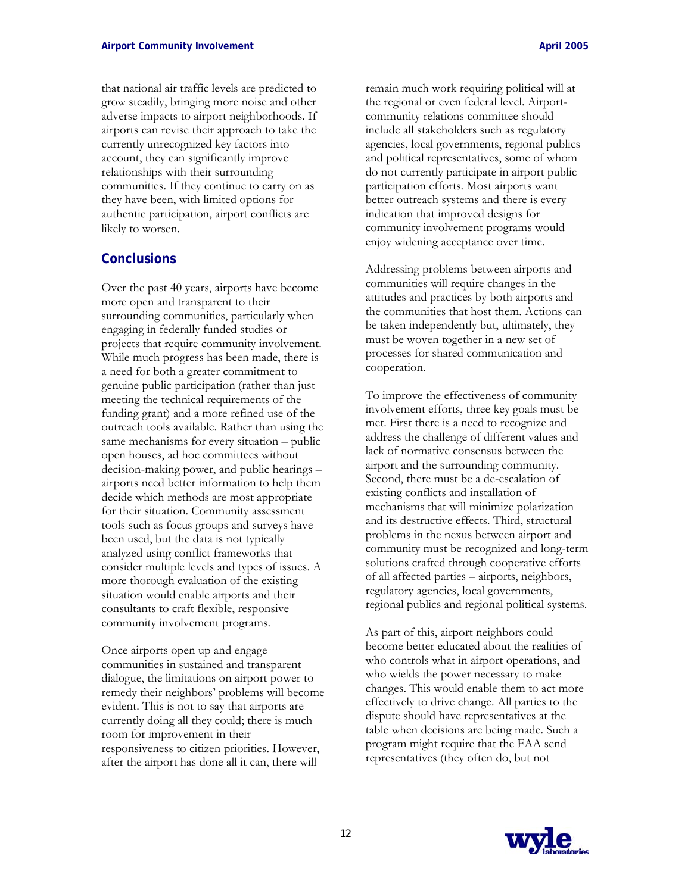that national air traffic levels are predicted to grow steadily, bringing more noise and other adverse impacts to airport neighborhoods. If airports can revise their approach to take the currently unrecognized key factors into account, they can significantly improve relationships with their surrounding communities. If they continue to carry on as they have been, with limited options for authentic participation, airport conflicts are likely to worsen.

## Conclusions

Over the past 40 years, airports have become more open and transparent to their surrounding communities, particularly when engaging in federally funded studies or projects that require community involvement. While much progress has been made, there is a need for both a greater commitment to genuine public participation (rather than just meeting the technical requirements of the funding grant) and a more refined use of the outreach tools available. Rather than using the same mechanisms for every situation – public open houses, ad hoc committees without decision-making power, and public hearings – airports need better information to help them decide which methods are most appropriate for their situation. Community assessment tools such as focus groups and surveys have been used, but the data is not typically analyzed using conflict frameworks that consider multiple levels and types of issues. A more thorough evaluation of the existing situation would enable airports and their consultants to craft flexible, responsive community involvement programs.

Once airports open up and engage communities in sustained and transparent dialogue, the limitations on airport power to remedy their neighbors' problems will become evident. This is not to say that airports are currently doing all they could; there is much room for improvement in their responsiveness to citizen priorities. However, after the airport has done all it can, there will remain much work requiring political will at the regional or even federal level. Airport-community relations committee should include all stakeholders such as regulatory agencies, local governments, regional publics and political representatives, some of whom do not currently participate in airport public participation efforts. Most airports want better outreach systems and there is every indication that improved designs for community involvement programs would enjoy widening acceptance over time.

Addressing problems between airports and communities will require changes in the attitudes and practices by both airports and the communities that host them. Actions can be taken independently but, ultimately, they must be woven together in a new set of processes for shared communication and cooperation.

To improve the effectiveness of community involvement efforts, three key goals must be met. First there is a need to recognize and address the challenge of different values and lack of normative consensus between the airport and the surrounding community. Second, there must be a de-escalation of existing conflicts and installation of mechanisms that will minimize polarization and its destructive effects. Third, structural problems in the nexus between airport and community must be recognized and long-term solutions crafted through cooperative efforts of all affected parties – airports, neighbors, regulatory agencies, local governments, regional publics and regional political systems.

As part of this, airport neighbors could become better educated about the realities of who controls what in airport operations, and who wields the power necessary to make changes. This would enable them to act more effectively to drive change. All parties to the dispute should have representatives at the table when decisions are being made. Such a program might require that the FAA send representatives (they often do, but not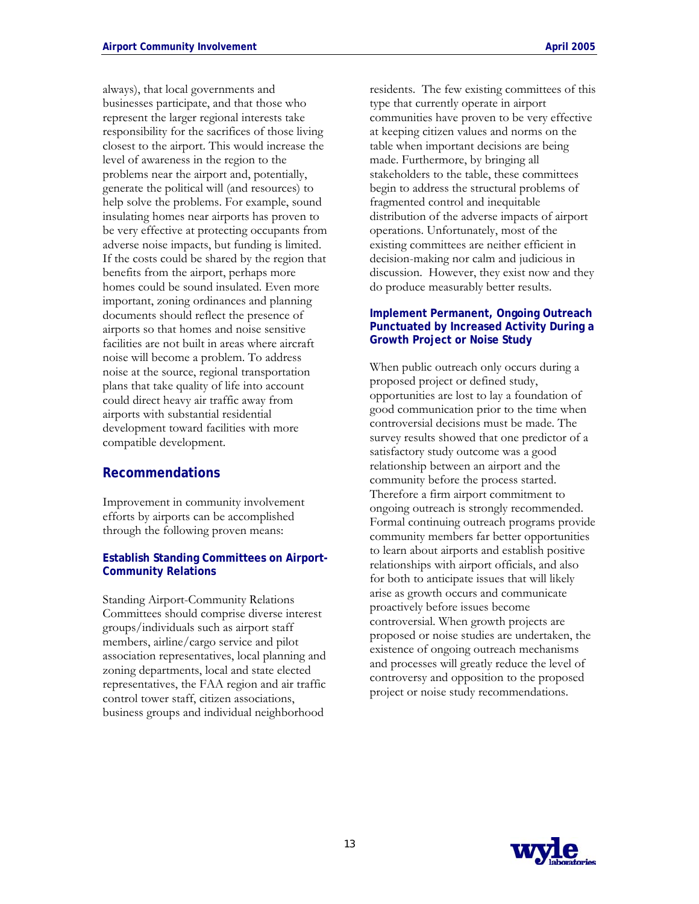always), that local governments and businesses participate, and that those who represent the larger regional interests take responsibility for the sacrifices of those living closest to the airport. This would increase the level of awareness in the region to the problems near the airport and, potentially, generate the political will (and resources) to help solve the problems. For example, sound insulating homes near airports has proven to be very effective at protecting occupants from adverse noise impacts, but funding is limited. If the costs could be shared by the region that benefits from the airport, perhaps more homes could be sound insulated. Even more important, zoning ordinances and planning documents should reflect the presence of airports so that homes and noise sensitive facilities are not built in areas where aircraft noise will become a problem. To address noise at the source, regional transportation plans that take quality of life into account could direct heavy air traffic away from airports with substantial residential development toward facilities with more compatible development.

## Recommendations

Improvement in community involvement efforts by airports can be accomplished through the following proven means:

### Establish Standing Committees on Airport-Community Relations

Standing Airport-Community Relations Committees should comprise diverse interest groups/individuals such as airport staff members, airline/cargo service and pilot association representatives, local planning and zoning departments, local and state elected representatives, the FAA region and air traffic control tower staff, citizen associations, business groups and individual neighborhood residents. The few existing committees of this type that currently operate in airport communities have proven to be very effective at keeping citizen values and norms on the table when important decisions are being made. Furthermore, by bringing all stakeholders to the table, these committees begin to address the structural problems of fragmented control and inequitable distribution of the adverse impacts of airport operations. Unfortunately, most of the existing committees are neither efficient in decision-making nor calm and judicious in discussion. However, they exist now and they do produce measurably better results.

### Implement Permanent, Ongoing Outreach Punctuated by Increased Activity During a Growth Project or Noise Study

When public outreach only occurs during a proposed project or defined study, opportunities are lost to lay a foundation of good communication prior to the time when controversial decisions must be made. The survey results showed that one predictor of a satisfactory study outcome was a good relationship between an airport and the community before the process started. Therefore a firm airport commitment to ongoing outreach is strongly recommended. Formal continuing outreach programs provide community members far better opportunities to learn about airports and establish positive relationships with airport officials, and also for both to anticipate issues that will likely arise as growth occurs and communicate proactively before issues become controversial. When growth projects are proposed or noise studies are undertaken, the existence of ongoing outreach mechanisms and processes will greatly reduce the level of controversy and opposition to the proposed project or noise study recommendations.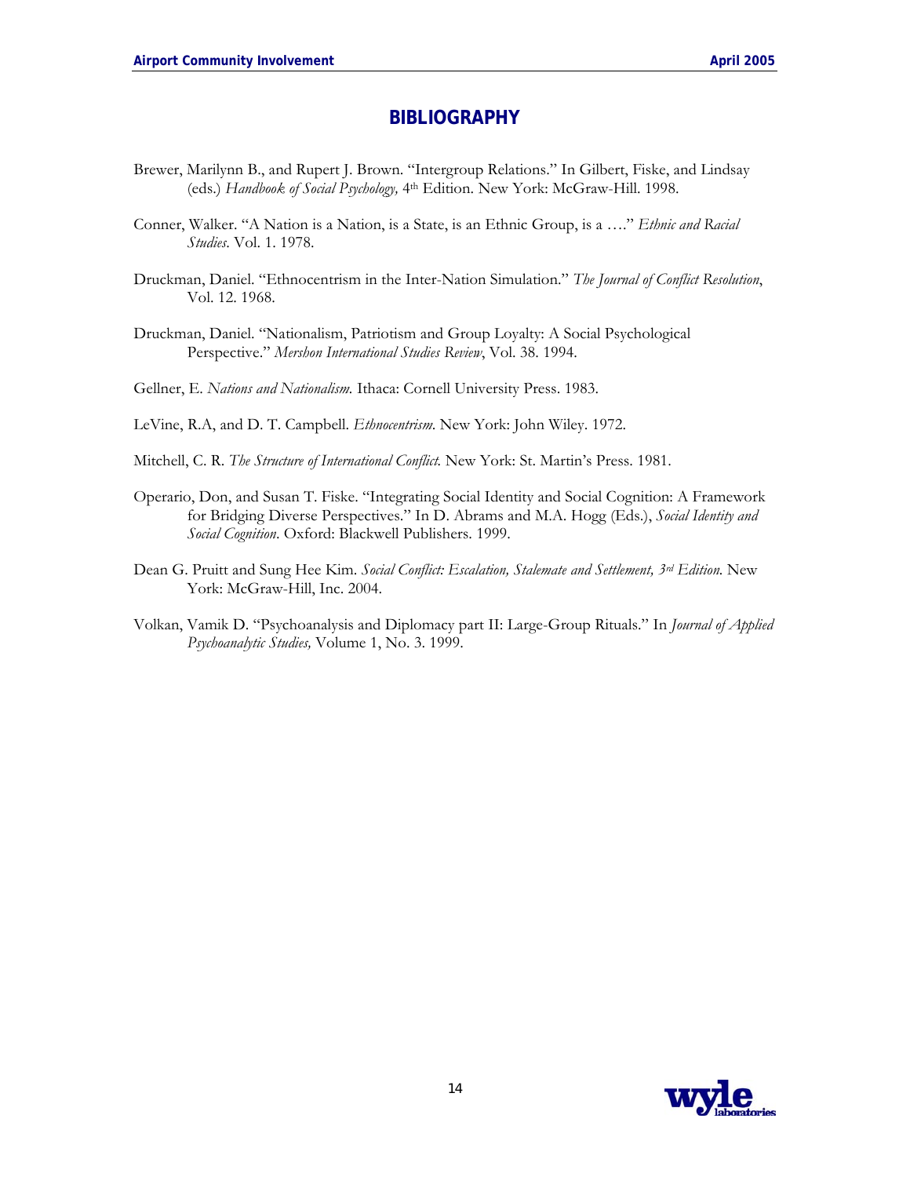# BIBLIOGRAPHY

Brewer, Marilynn B., and Rupert J. Brown. "Intergroup Relations." In Gilbert, Fiske, and Lindsay (eds.) *Handbook of Social Psychology,* 4th Edition. New York: McGraw-Hill. 1998.

Conner, Walker. "A Nation is a Nation, is a State, is an Ethnic Group, is a …." *Ethnic and Racial Studies*. Vol. 1. 1978.

Druckman, Daniel. "Ethnocentrism in the Inter-Nation Simulation." *The Journal of Conflict Resolution*, Vol. 12. 1968.

Druckman, Daniel. "Nationalism, Patriotism and Group Loyalty: A Social Psychological Perspective." *Mershon International Studies Review*, Vol. 38. 1994.

Gellner, E. *Nations and Nationalism.* Ithaca: Cornell University Press. 1983.

LeVine, R.A, and D. T. Campbell. *Ethnocentrism*. New York: John Wiley. 1972.

Mitchell, C. R. *The Structure of International Conflict.* New York: St. Martin's Press. 1981.

Operario, Don, and Susan T. Fiske. "Integrating Social Identity and Social Cognition: A Framework for Bridging Diverse Perspectives." In D. Abrams and M.A. Hogg (Eds.), *Social Identity and Social Cognition*. Oxford: Blackwell Publishers. 1999.

Dean G. Pruitt and Sung Hee Kim. *Social Conflict: Escalation, Stalemate and Settlement, 3rd Edition*. New York: McGraw-Hill, Inc. 2004.

Volkan, Vamik D. "Psychoanalysis and Diplomacy part II: Large-Group Rituals." In *Journal of Applied Psychoanalytic Studies,* Volume 1, No. 3. 1999.